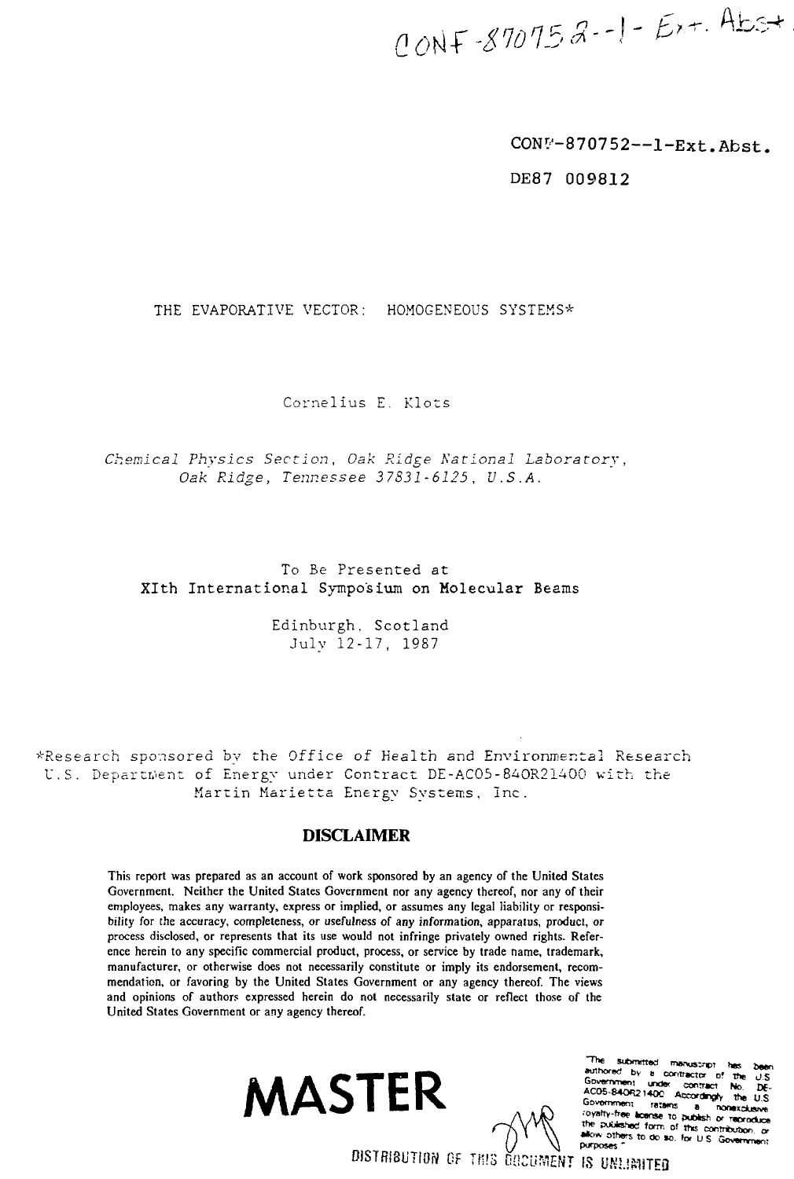CONF-870752--1-Ext. Abst.

CONF-870752--1-Ext.Abst.

DE87 009812

# THE EVAPORATIVE VECTOR: HOMOGENEOUS SYSTEMS*

Cornelius E. Klots

*Chemical Physics Section, Oak Ridge National Laboratory, Oak Ridge, Tennessee 37831-6125, U.S.A.*

To Be Presented at
XIth International Symposium on Molecular Beams

Edinburgh, Scotland
July 12-17, 1987

*Research sponsored by the Office of Health and Environmental Research U.S. Department of Energy under Contract DE-AC05-84OR21400 with the Martin Marietta Energy Systems, Inc.

## DISCLAIMER

This report was prepared as an account of work sponsored by an agency of the United States Government. Neither the United States Government nor any agency thereof, nor any of their employees, makes any warranty, express or implied, or assumes any legal liability or responsibility for the accuracy, completeness, or usefulness of any information, apparatus, product, or process disclosed, or represents that its use would not infringe privately owned rights. Reference herein to any specific commercial product, process, or service by trade name, trademark, manufacturer, or otherwise does not necessarily constitute or imply its endorsement, recommendation, or favoring by the United States Government or any agency thereof. The views and opinions of authors expressed herein do not necessarily state or reflect those of the United States Government or any agency thereof.

**MASTER**

"The submitted manuscript has been authored by a contractor of the U.S. Government under contract No. DE-AC05-84OR21400. Accordingly, the U.S. Government retains a nonexclusive, royalty-free license to publish or reproduce the published form of this contribution, or allow others to do so, for U.S. Government purposes."

DISTRIBUTION OF THIS DOCUMENT IS UNLIMITED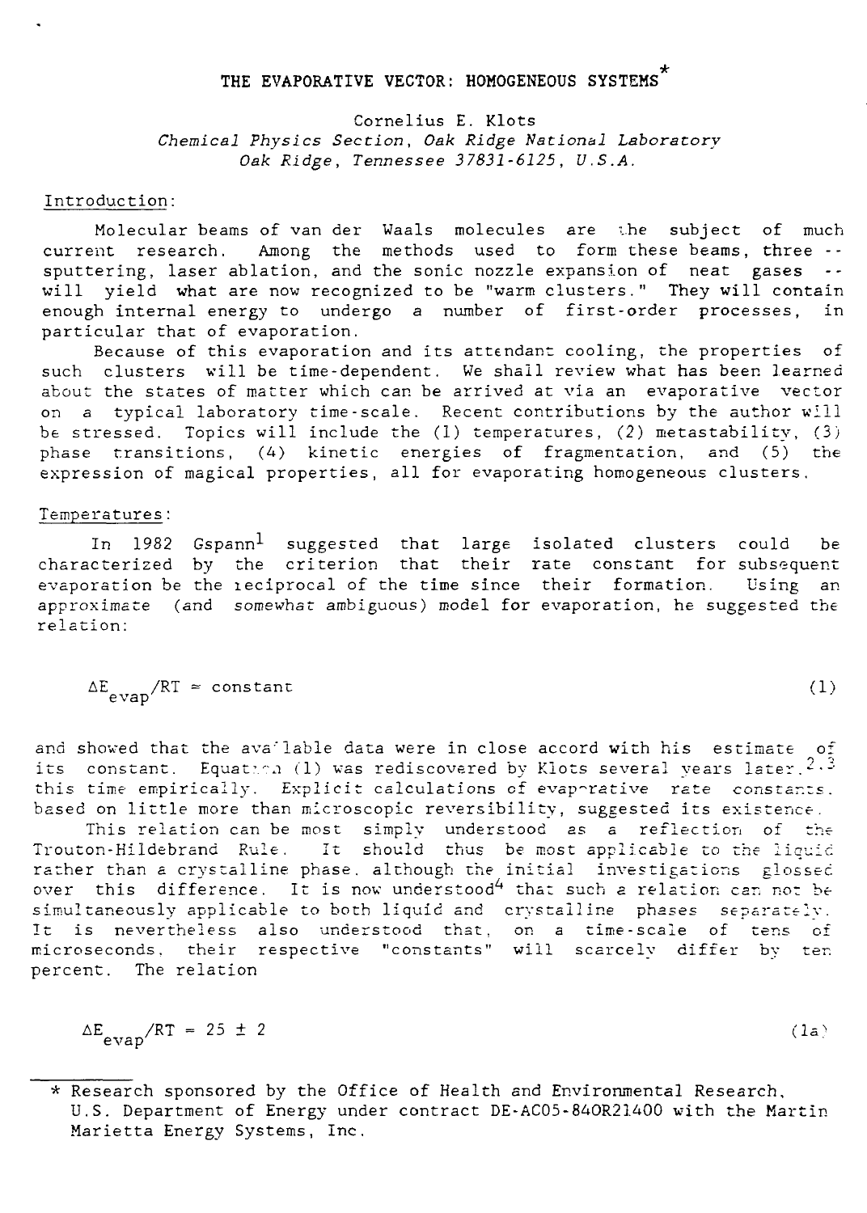# THE EVAPORATIVE VECTOR: HOMOGENEOUS SYSTEMS*

Cornelius E. Klots
*Chemical Physics Section, Oak Ridge National Laboratory*
*Oak Ridge, Tennessee 37831-6125, U.S.A.*

## Introduction:

Molecular beams of van der Waals molecules are the subject of much current research. Among the methods used to form these beams, three -- sputtering, laser ablation, and the sonic nozzle expansion of neat gases -- will yield what are now recognized to be "warm clusters." They will contain enough internal energy to undergo a number of first-order processes, in particular that of evaporation.

Because of this evaporation and its attendant cooling, the properties of such clusters will be time-dependent. We shall review what has been learned about the states of matter which can be arrived at via an evaporative vector on a typical laboratory time-scale. Recent contributions by the author will be stressed. Topics will include the (1) temperatures, (2) metastability, (3) phase transitions, (4) kinetic energies of fragmentation, and (5) the expression of magical properties, all for evaporating homogeneous clusters.

## Temperatures:

In 1982 Gspann[1] suggested that large isolated clusters could be characterized by the criterion that their rate constant for subsequent evaporation be the reciprocal of the time since their formation. Using an approximate (and somewhat ambiguous) model for evaporation, he suggested the relation:

$$\Delta E_{evap}/RT \approx \text{constant} \tag{1}$$

and showed that the available data were in close accord with his estimate of its constant. Equation (1) was rediscovered by Klots several years later,[2,3] this time empirically. Explicit calculations of evaporative rate constants, based on little more than microscopic reversibility, suggested its existence.

This relation can be most simply understood as a reflection of the Trouton-Hildebrand Rule. It should thus be most applicable to the liquid rather than a crystalline phase, although the initial investigations glossed over this difference. It is now understood[4] that such a relation can not be simultaneously applicable to both liquid and crystalline phases separately. It is nevertheless also understood that, on a time-scale of tens of microseconds, their respective "constants" will scarcely differ by ten percent. The relation

$$\Delta E_{evap}/RT = 25 \pm 2 \tag{1a}$$

---

* Research sponsored by the Office of Health and Environmental Research, U.S. Department of Energy under contract DE-AC05-84OR21400 with the Martin Marietta Energy Systems, Inc.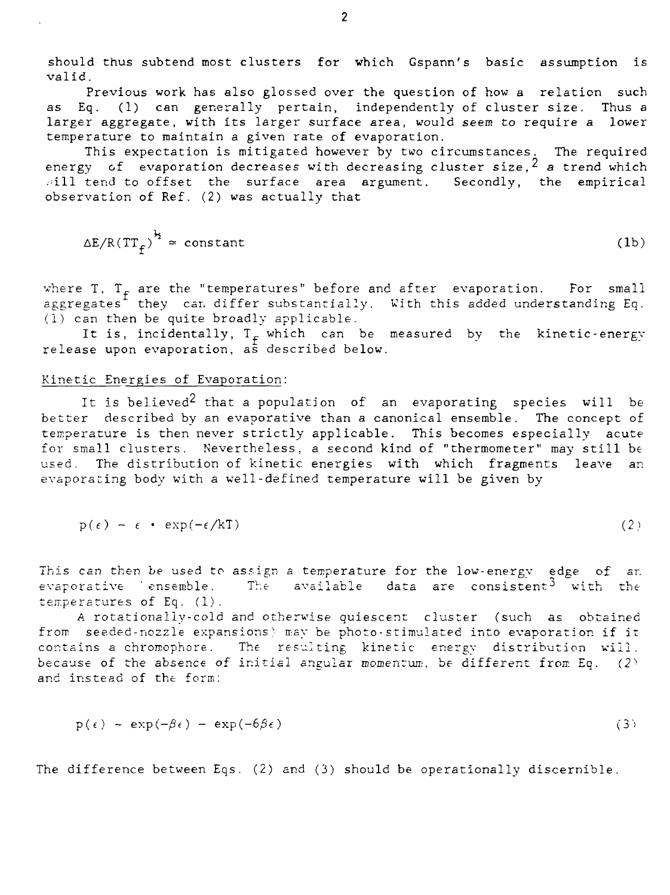should thus subtend most clusters for which Gspann's basic assumption is valid.

Previous work has also glossed over the question of how a relation such as Eq. (1) can generally pertain, independently of cluster size. Thus a larger aggregate, with its larger surface area, would *seem* to require a lower temperature to maintain a given rate of evaporation.

This expectation is mitigated however by two circumstances. The required energy of evaporation decreases with decreasing cluster size,[2] a trend which will tend to offset the surface area argument. Secondly, the empirical observation of Ref. (2) was actually that

$$\Delta E/R(TT_f)^{\frac{1}{2}} \simeq \text{constant} \tag{1b}$$

where $T$, $T_f$ are the "temperatures" before and after evaporation. For small aggregates they can differ substantially. With this added understanding Eq. (1) can then be quite broadly applicable.

It is, incidentally, $T_f$ which can be measured by the kinetic-energy release upon evaporation, as described below.

Kinetic Energies of Evaporation:

It is believed[2] that a population of an evaporating species will be better described by an evaporative than a canonical ensemble. The concept of temperature is then never strictly applicable. This becomes especially acute for small clusters. Nevertheless, a second kind of "thermometer" may still be used. The distribution of kinetic energies with which fragments leave an evaporating body with a well-defined temperature will be given by

$$p(\epsilon) \sim \epsilon \cdot \exp(-\epsilon/kT) \tag{2}$$

This can then be used to assign a temperature for the low-energy edge of an evaporative ensemble. The available data are consistent[3] with the temperatures of Eq. (1).

A rotationally-cold and otherwise quiescent cluster (such as obtained from seeded-nozzle expansions) may be photo-stimulated into evaporation if it contains a chromophore. The resulting kinetic energy distribution will, because of the absence of initial angular momentum, be different from Eq. (2) and instead of the form:

$$p(\epsilon) \sim \exp(-\beta\epsilon) - \exp(-6\beta\epsilon) \tag{3}$$

The difference between Eqs. (2) and (3) should be operationally discernible.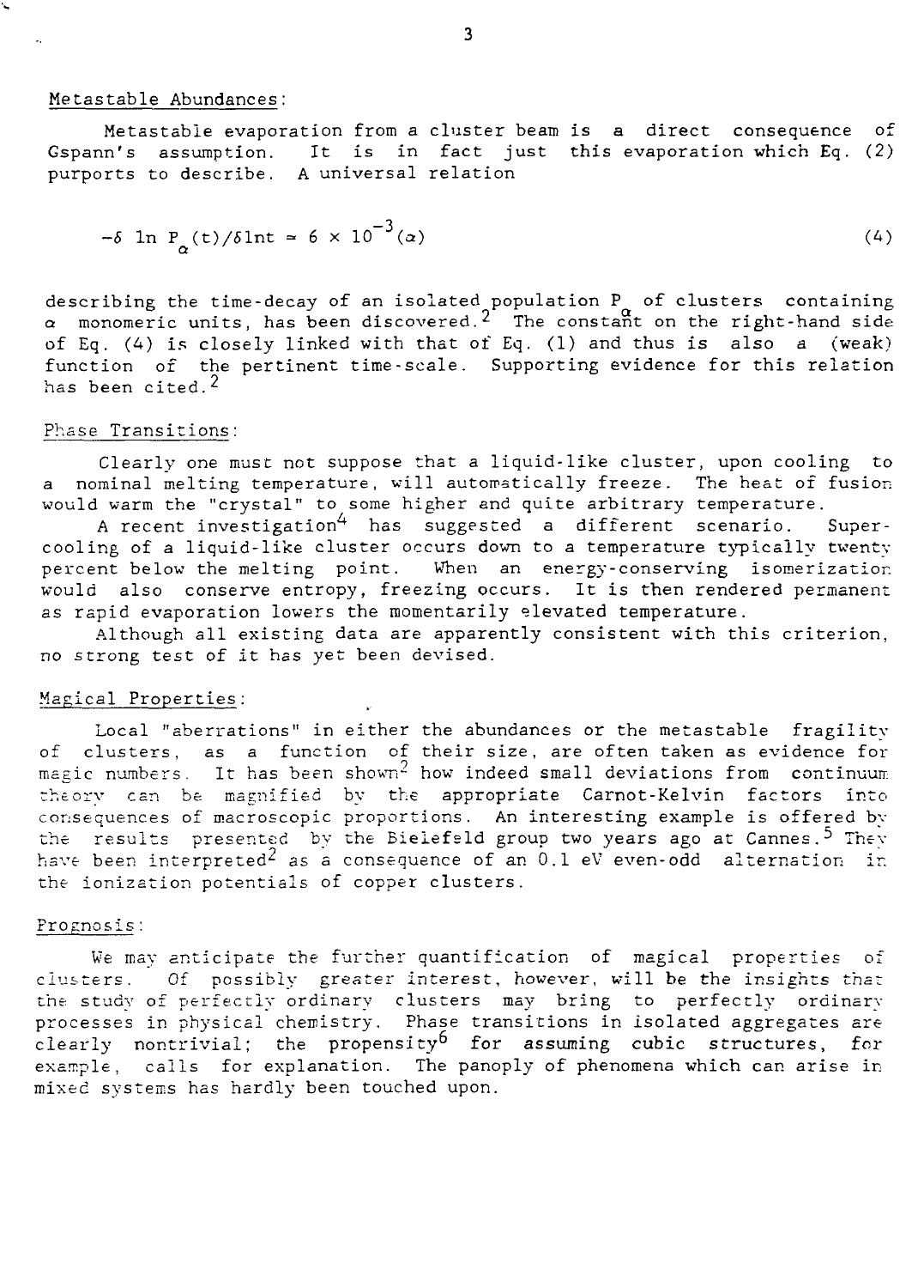Metastable Abundances:

Metastable evaporation from a cluster beam is a direct consequence of Gspann's assumption. It is in fact just this evaporation which Eq. (2) purports to describe. A universal relation

$$-\delta \ln P_{\alpha}(t)/\delta \ln t \approx 6 \times 10^{-3}(\alpha) \tag{4}$$

describing the time-decay of an isolated population $P_{\alpha}$ of clusters containing $\alpha$ monomeric units, has been discovered.[2] The constant on the right-hand side of Eq. (4) is closely linked with that of Eq. (1) and thus is also a (weak) function of the pertinent time-scale. Supporting evidence for this relation has been cited.[2]

Phase Transitions:

Clearly one must not suppose that a liquid-like cluster, upon cooling to a nominal melting temperature, will automatically freeze. The heat of fusion would warm the "crystal" to some higher and quite arbitrary temperature.

A recent investigation[4] has suggested a different scenario. Supercooling of a liquid-like cluster occurs down to a temperature typically twenty percent below the melting point. When an energy-conserving isomerization would also conserve entropy, freezing occurs. It is then rendered permanent as rapid evaporation lowers the momentarily elevated temperature.

Although all existing data are apparently consistent with this criterion, no strong test of it has yet been devised.

Magical Properties:

Local "aberrations" in either the abundances or the metastable fragility of clusters, as a function of their size, are often taken as evidence for magic numbers. It has been shown[2] how indeed small deviations from continuum theory can be magnified by the appropriate Carnot-Kelvin factors into consequences of macroscopic proportions. An interesting example is offered by the results presented by the Bielefeld group two years ago at Cannes.[5] They have been interpreted[2] as a consequence of an 0.1 eV even-odd alternation in the ionization potentials of copper clusters.

Prognosis:

We may anticipate the further quantification of magical properties of clusters. Of possibly greater interest, however, will be the insights that the study of perfectly ordinary clusters may bring to perfectly ordinary processes in physical chemistry. Phase transitions in isolated aggregates are clearly nontrivial; the propensity[6] for assuming cubic structures, for example, calls for explanation. The panoply of phenomena which can arise in mixed systems has hardly been touched upon.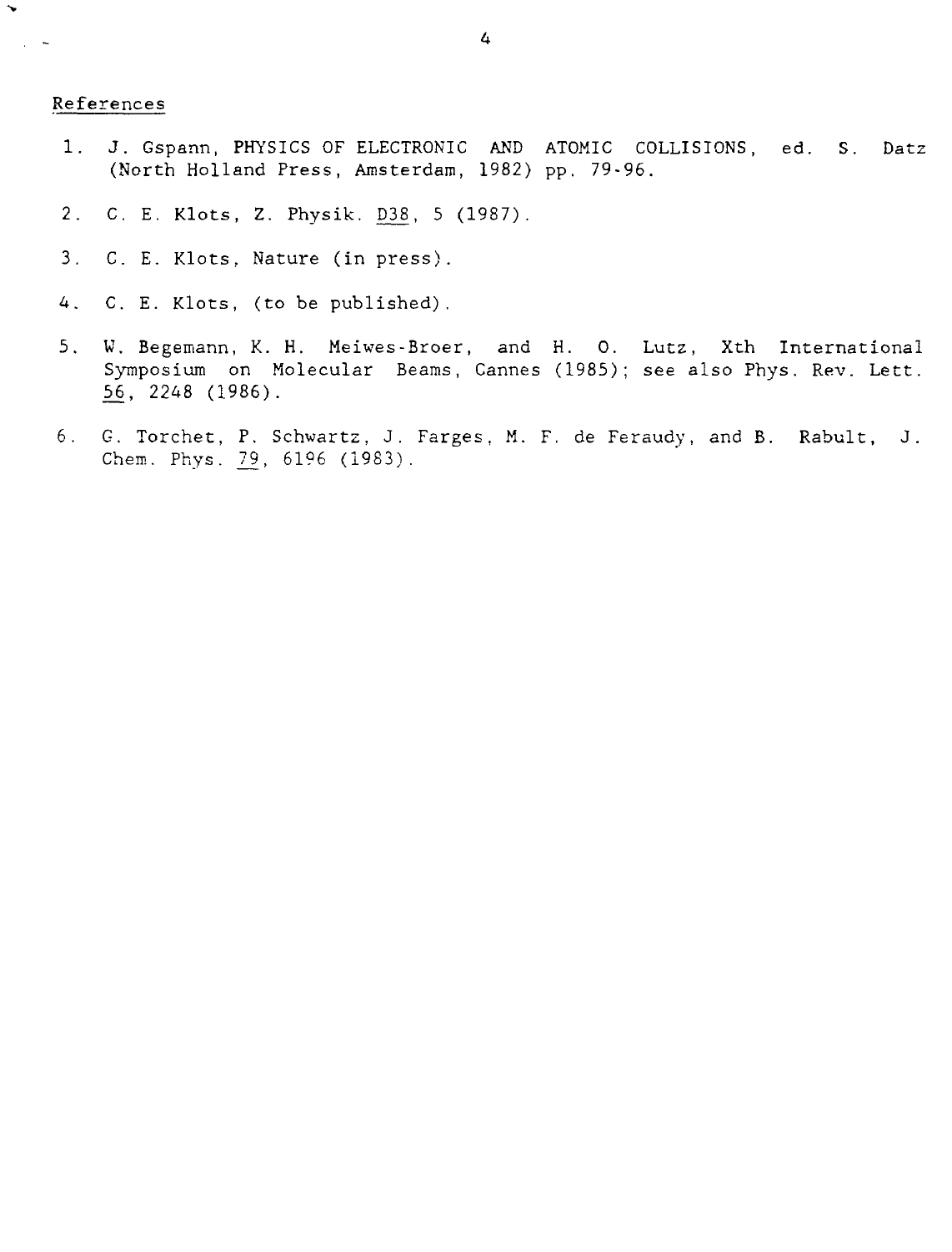## References

1. J. Gspann, PHYSICS OF ELECTRONIC AND ATOMIC COLLISIONS, ed. S. Datz (North Holland Press, Amsterdam, 1982) pp. 79-96.

2. C. E. Klots, Z. Physik. D38, 5 (1987).

3. C. E. Klots, Nature (in press).

4. C. E. Klots, (to be published).

5. W. Begemann, K. H. Meiwes-Broer, and H. O. Lutz, Xth International Symposium on Molecular Beams, Cannes (1985); see also Phys. Rev. Lett. 56, 2248 (1986).

6. G. Torchet, P. Schwartz, J. Farges, M. F. de Feraudy, and B. Rabult, J. Chem. Phys. 79, 6196 (1983).